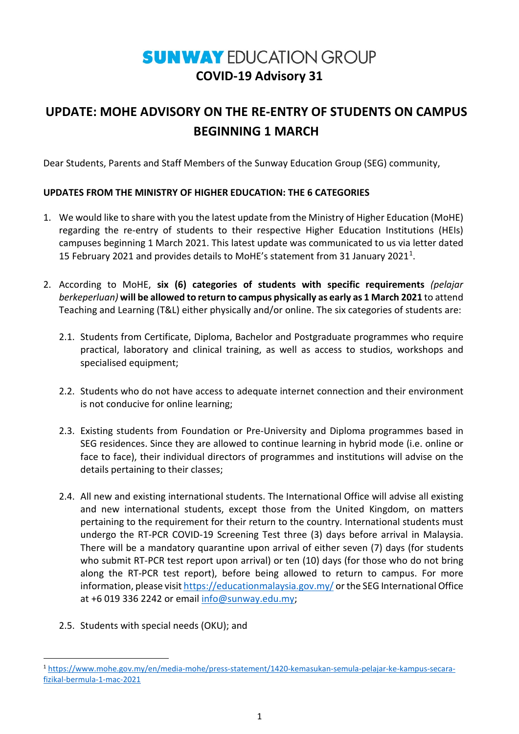# SUNWAY EDUCATION GROUP

## COVID-19 Advisory 31

# UPDATE: MOHE ADVISORY ON THE RE-ENTRY OF STUDENTS ON CAMPUS BEGINNING 1 MARCH

Dear Students, Parents and Staff Members of the Sunway Education Group (SEG) community,

**UPDATES FROM THE MINISTRY OF HIGHER EDUCATION: THE 6 CATEGORIES**

1. We would like to share with you the latest update from the Ministry of Higher Education (MoHE) regarding the re-entry of students to their respective Higher Education Institutions (HEIs) campuses beginning 1 March 2021. This latest update was communicated to us via letter dated 15 February 2021 and provides details to MoHE's statement from 31 January 2021[1].

2. According to MoHE, **six (6) categories of students with specific requirements** *(pelajar berkeperluan)* **will be allowed to return to campus physically as early as 1 March 2021** to attend Teaching and Learning (T&L) either physically and/or online. The six categories of students are:

   2.1. Students from Certificate, Diploma, Bachelor and Postgraduate programmes who require practical, laboratory and clinical training, as well as access to studios, workshops and specialised equipment;

   2.2. Students who do not have access to adequate internet connection and their environment is not conducive for online learning;

   2.3. Existing students from Foundation or Pre-University and Diploma programmes based in SEG residences. Since they are allowed to continue learning in hybrid mode (i.e. online or face to face), their individual directors of programmes and institutions will advise on the details pertaining to their classes;

   2.4. All new and existing international students. The International Office will advise all existing and new international students, except those from the United Kingdom, on matters pertaining to the requirement for their return to the country. International students must undergo the RT-PCR COVID-19 Screening Test three (3) days before arrival in Malaysia. There will be a mandatory quarantine upon arrival of either seven (7) days (for students who submit RT-PCR test report upon arrival) or ten (10) days (for those who do not bring along the RT-PCR test report), before being allowed to return to campus. For more information, please visit https://educationmalaysia.gov.my/ or the SEG International Office at +6 019 336 2242 or email info@sunway.edu.my;

   2.5. Students with special needs (OKU); and

---

[1] https://www.mohe.gov.my/en/media-mohe/press-statement/1420-kemasukan-semula-pelajar-ke-kampus-secara-fizikal-bermula-1-mac-2021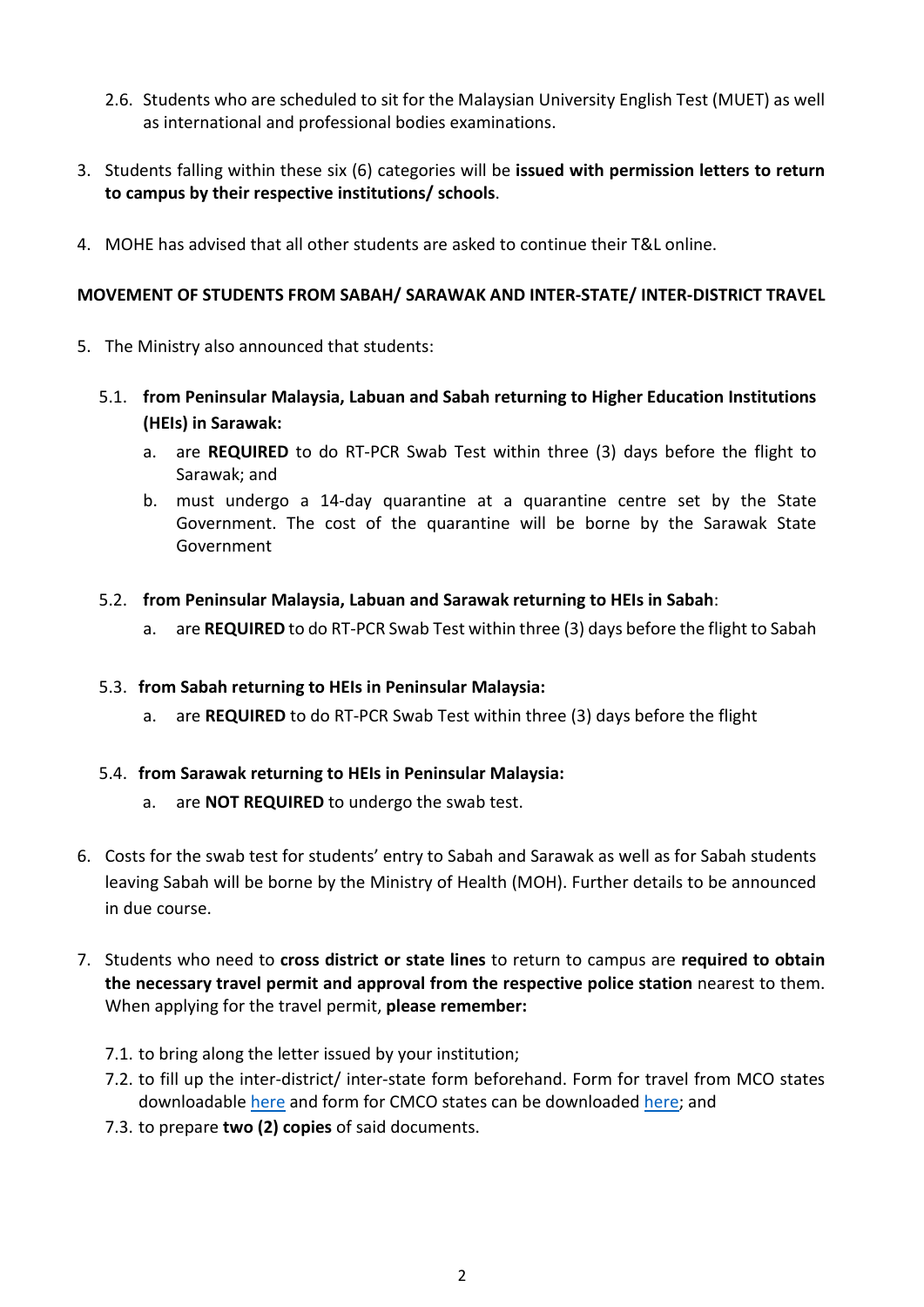2.6. Students who are scheduled to sit for the Malaysian University English Test (MUET) as well as international and professional bodies examinations.

3. Students falling within these six (6) categories will be **issued with permission letters to return to campus by their respective institutions/ schools**.

4. MOHE has advised that all other students are asked to continue their T&L online.

**MOVEMENT OF STUDENTS FROM SABAH/ SARAWAK AND INTER-STATE/ INTER-DISTRICT TRAVEL**

5. The Ministry also announced that students:

   5.1. **from Peninsular Malaysia, Labuan and Sabah returning to Higher Education Institutions (HEIs) in Sarawak:**

   a. are **REQUIRED** to do RT-PCR Swab Test within three (3) days before the flight to Sarawak; and

   b. must undergo a 14-day quarantine at a quarantine centre set by the State Government. The cost of the quarantine will be borne by the Sarawak State Government

   5.2. **from Peninsular Malaysia, Labuan and Sarawak returning to HEIs in Sabah**:

   a. are **REQUIRED** to do RT-PCR Swab Test within three (3) days before the flight to Sabah

   5.3. **from Sabah returning to HEIs in Peninsular Malaysia:**

   a. are **REQUIRED** to do RT-PCR Swab Test within three (3) days before the flight

   5.4. **from Sarawak returning to HEIs in Peninsular Malaysia:**

   a. are **NOT REQUIRED** to undergo the swab test.

6. Costs for the swab test for students' entry to Sabah and Sarawak as well as for Sabah students leaving Sabah will be borne by the Ministry of Health (MOH). Further details to be announced in due course.

7. Students who need to **cross district or state lines** to return to campus are **required to obtain the necessary travel permit and approval from the respective police station** nearest to them. When applying for the travel permit, **please remember:**

   7.1. to bring along the letter issued by your institution;

   7.2. to fill up the inter-district/ inter-state form beforehand. Form for travel from MCO states downloadable here and form for CMCO states can be downloaded here; and

   7.3. to prepare **two (2) copies** of said documents.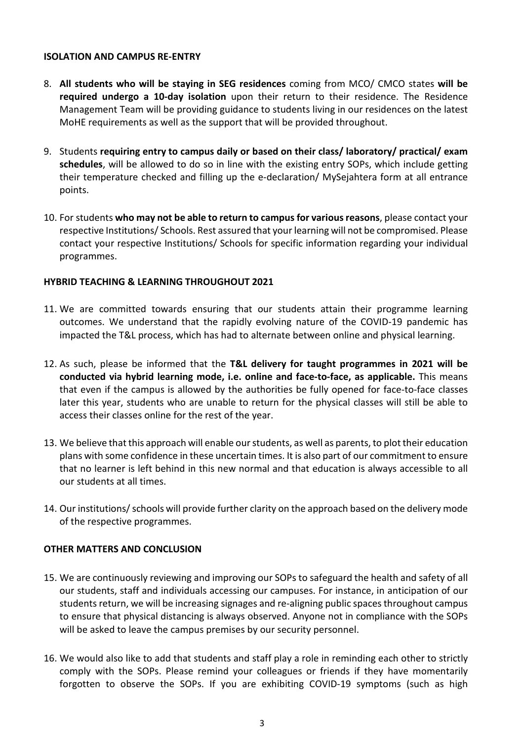## ISOLATION AND CAMPUS RE-ENTRY

8. **All students who will be staying in SEG residences** coming from MCO/ CMCO states **will be required undergo a 10-day isolation** upon their return to their residence. The Residence Management Team will be providing guidance to students living in our residences on the latest MoHE requirements as well as the support that will be provided throughout.

9. Students **requiring entry to campus daily or based on their class/ laboratory/ practical/ exam schedules**, will be allowed to do so in line with the existing entry SOPs, which include getting their temperature checked and filling up the e-declaration/ MySejahtera form at all entrance points.

10. For students **who may not be able to return to campus for various reasons**, please contact your respective Institutions/ Schools. Rest assured that your learning will not be compromised. Please contact your respective Institutions/ Schools for specific information regarding your individual programmes.

## HYBRID TEACHING & LEARNING THROUGHOUT 2021

11. We are committed towards ensuring that our students attain their programme learning outcomes. We understand that the rapidly evolving nature of the COVID-19 pandemic has impacted the T&L process, which has had to alternate between online and physical learning.

12. As such, please be informed that the **T&L delivery for taught programmes in 2021 will be conducted via hybrid learning mode, i.e. online and face-to-face, as applicable.** This means that even if the campus is allowed by the authorities be fully opened for face-to-face classes later this year, students who are unable to return for the physical classes will still be able to access their classes online for the rest of the year.

13. We believe that this approach will enable our students, as well as parents, to plot their education plans with some confidence in these uncertain times. It is also part of our commitment to ensure that no learner is left behind in this new normal and that education is always accessible to all our students at all times.

14. Our institutions/ schools will provide further clarity on the approach based on the delivery mode of the respective programmes.

## OTHER MATTERS AND CONCLUSION

15. We are continuously reviewing and improving our SOPs to safeguard the health and safety of all our students, staff and individuals accessing our campuses. For instance, in anticipation of our students return, we will be increasing signages and re-aligning public spaces throughout campus to ensure that physical distancing is always observed. Anyone not in compliance with the SOPs will be asked to leave the campus premises by our security personnel.

16. We would also like to add that students and staff play a role in reminding each other to strictly comply with the SOPs. Please remind your colleagues or friends if they have momentarily forgotten to observe the SOPs. If you are exhibiting COVID-19 symptoms (such as high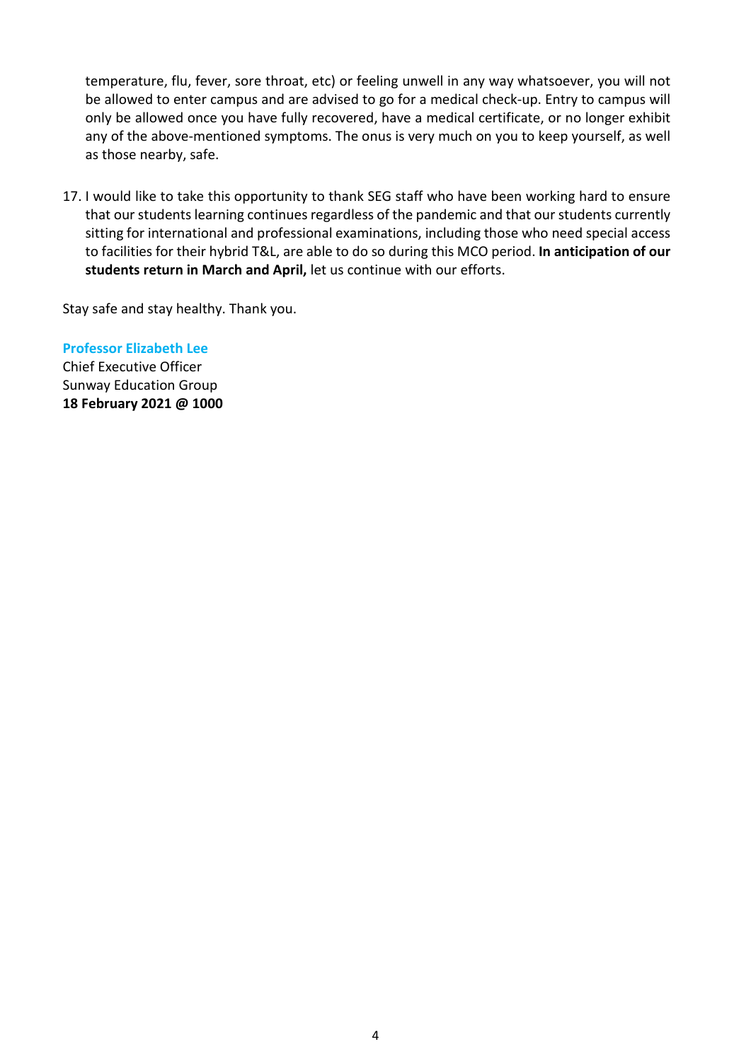temperature, flu, fever, sore throat, etc) or feeling unwell in any way whatsoever, you will not be allowed to enter campus and are advised to go for a medical check-up. Entry to campus will only be allowed once you have fully recovered, have a medical certificate, or no longer exhibit any of the above-mentioned symptoms. The onus is very much on you to keep yourself, as well as those nearby, safe.

17. I would like to take this opportunity to thank SEG staff who have been working hard to ensure that our students learning continues regardless of the pandemic and that our students currently sitting for international and professional examinations, including those who need special access to facilities for their hybrid T&L, are able to do so during this MCO period. **In anticipation of our students return in March and April,** let us continue with our efforts.

Stay safe and stay healthy. Thank you.

**Professor Elizabeth Lee**
Chief Executive Officer
Sunway Education Group
**18 February 2021 @ 1000**